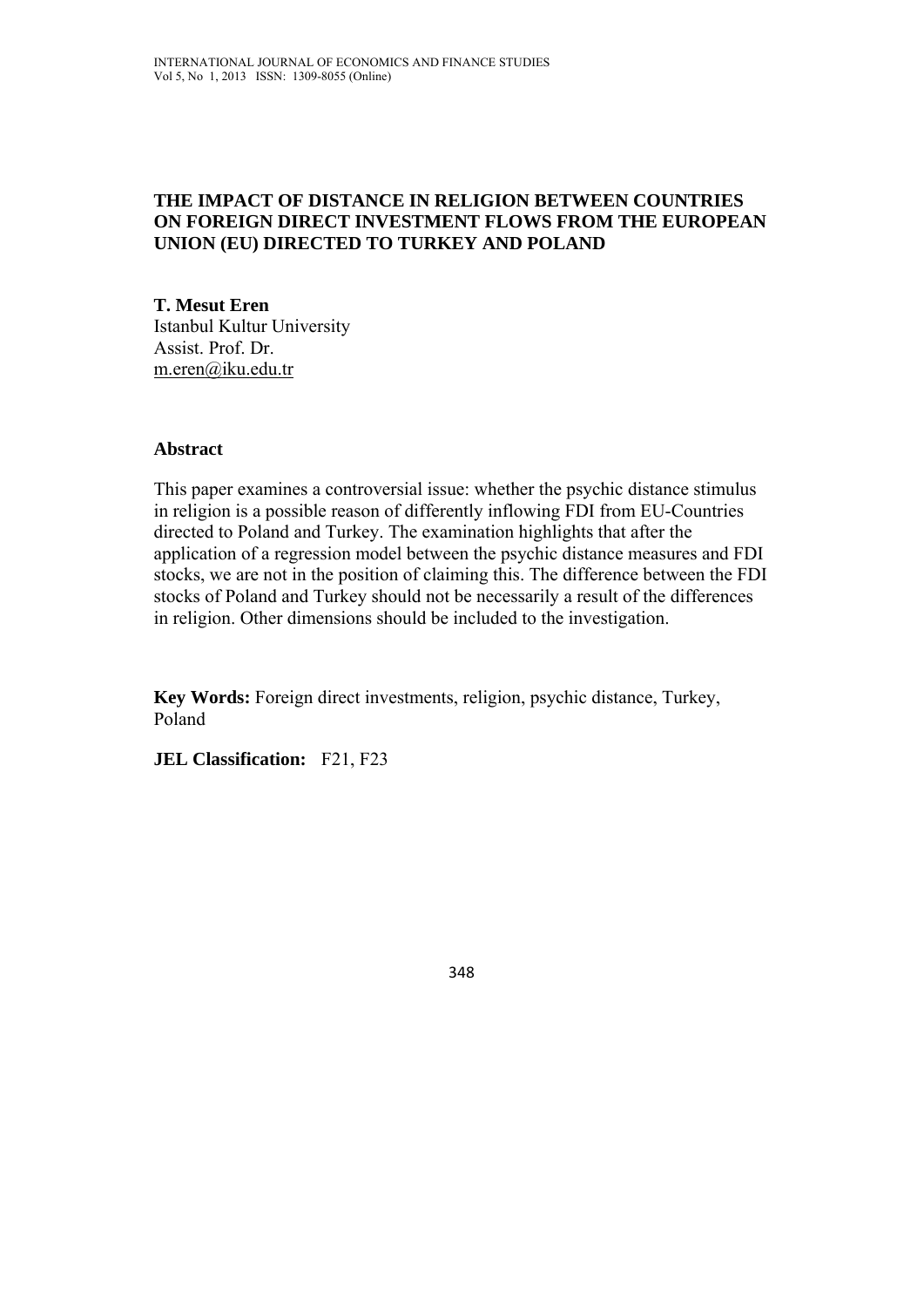# THE IMPACT OF DISTANCE IN RELIGION BETWEEN COUNTRIES ON FOREIGN DIRECT INVESTMENT FLOWS FROM THE EUROPEAN UNION (EU) DIRECTED TO TURKEY AND POLAND

**T. Mesut Eren**
Istanbul Kultur University
Assist. Prof. Dr.
m.eren@iku.edu.tr

## Abstract

This paper examines a controversial issue: whether the psychic distance stimulus in religion is a possible reason of differently inflowing FDI from EU-Countries directed to Poland and Turkey. The examination highlights that after the application of a regression model between the psychic distance measures and FDI stocks, we are not in the position of claiming this. The difference between the FDI stocks of Poland and Turkey should not be necessarily a result of the differences in religion. Other dimensions should be included to the investigation.

**Key Words:** Foreign direct investments, religion, psychic distance, Turkey, Poland

**JEL Classification:** F21, F23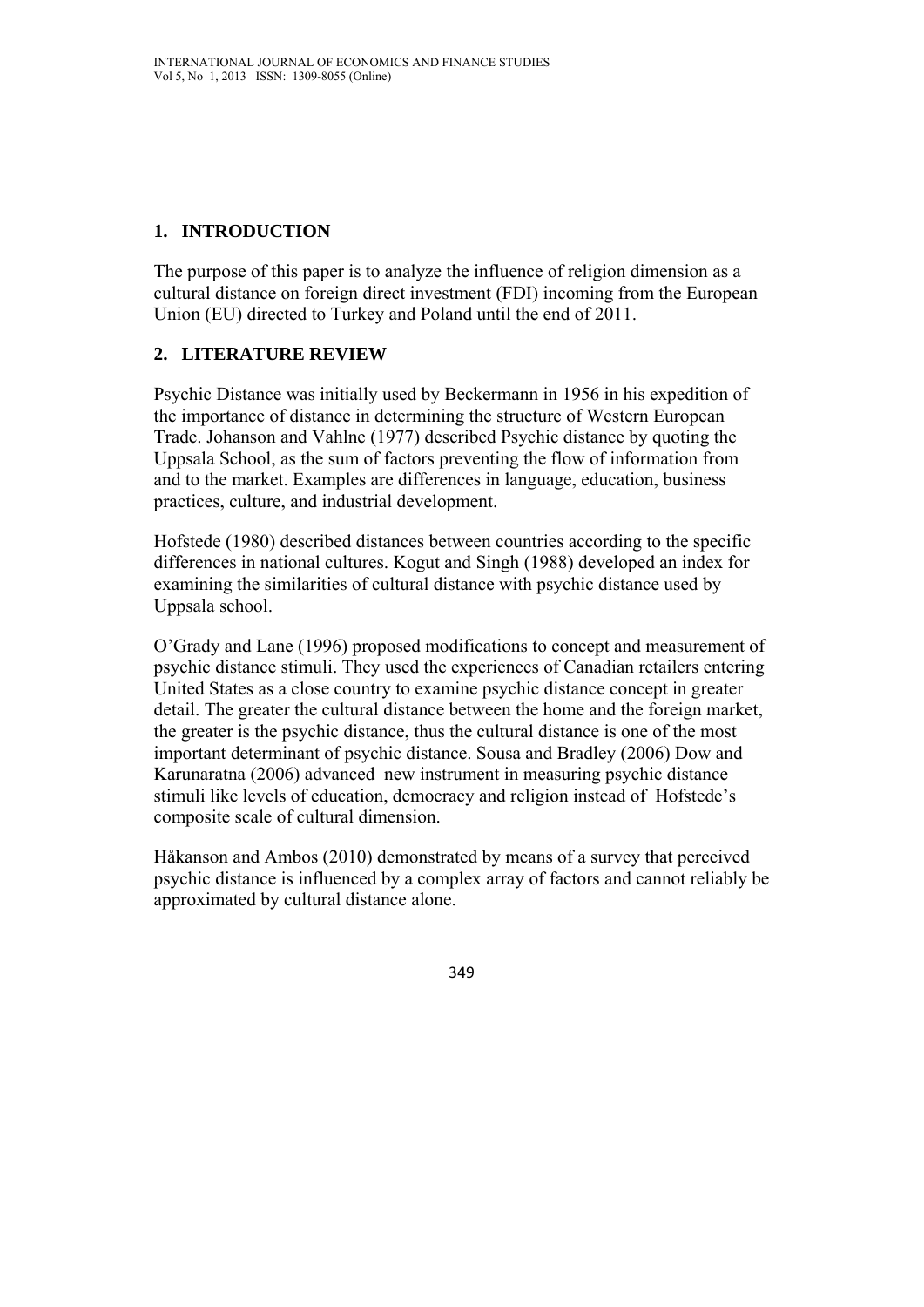## 1. INTRODUCTION

The purpose of this paper is to analyze the influence of religion dimension as a cultural distance on foreign direct investment (FDI) incoming from the European Union (EU) directed to Turkey and Poland until the end of 2011.

## 2. LITERATURE REVIEW

Psychic Distance was initially used by Beckermann in 1956 in his expedition of the importance of distance in determining the structure of Western European Trade. Johanson and Vahlne (1977) described Psychic distance by quoting the Uppsala School, as the sum of factors preventing the flow of information from and to the market. Examples are differences in language, education, business practices, culture, and industrial development.

Hofstede (1980) described distances between countries according to the specific differences in national cultures. Kogut and Singh (1988) developed an index for examining the similarities of cultural distance with psychic distance used by Uppsala school.

O'Grady and Lane (1996) proposed modifications to concept and measurement of psychic distance stimuli. They used the experiences of Canadian retailers entering United States as a close country to examine psychic distance concept in greater detail. The greater the cultural distance between the home and the foreign market, the greater is the psychic distance, thus the cultural distance is one of the most important determinant of psychic distance. Sousa and Bradley (2006) Dow and Karunaratna (2006) advanced new instrument in measuring psychic distance stimuli like levels of education, democracy and religion instead of Hofstede's composite scale of cultural dimension.

Håkanson and Ambos (2010) demonstrated by means of a survey that perceived psychic distance is influenced by a complex array of factors and cannot reliably be approximated by cultural distance alone.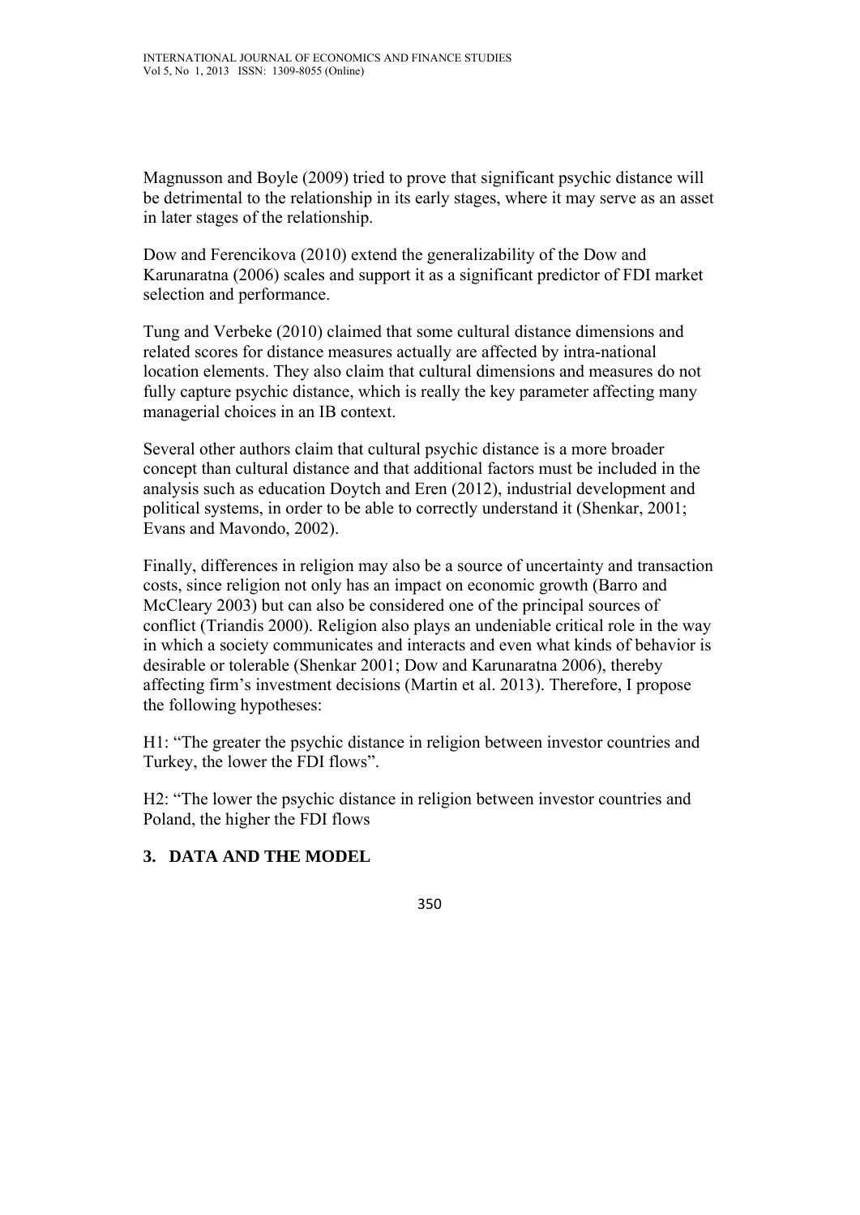Magnusson and Boyle (2009) tried to prove that significant psychic distance will be detrimental to the relationship in its early stages, where it may serve as an asset in later stages of the relationship.

Dow and Ferencikova (2010) extend the generalizability of the Dow and Karunaratna (2006) scales and support it as a significant predictor of FDI market selection and performance.

Tung and Verbeke (2010) claimed that some cultural distance dimensions and related scores for distance measures actually are affected by intra-national location elements. They also claim that cultural dimensions and measures do not fully capture psychic distance, which is really the key parameter affecting many managerial choices in an IB context.

Several other authors claim that cultural psychic distance is a more broader concept than cultural distance and that additional factors must be included in the analysis such as education Doytch and Eren (2012), industrial development and political systems, in order to be able to correctly understand it (Shenkar, 2001; Evans and Mavondo, 2002).

Finally, differences in religion may also be a source of uncertainty and transaction costs, since religion not only has an impact on economic growth (Barro and McCleary 2003) but can also be considered one of the principal sources of conflict (Triandis 2000). Religion also plays an undeniable critical role in the way in which a society communicates and interacts and even what kinds of behavior is desirable or tolerable (Shenkar 2001; Dow and Karunaratna 2006), thereby affecting firm's investment decisions (Martin et al. 2013). Therefore, I propose the following hypotheses:

H1: "The greater the psychic distance in religion between investor countries and Turkey, the lower the FDI flows".

H2: "The lower the psychic distance in religion between investor countries and Poland, the higher the FDI flows

## 3. DATA AND THE MODEL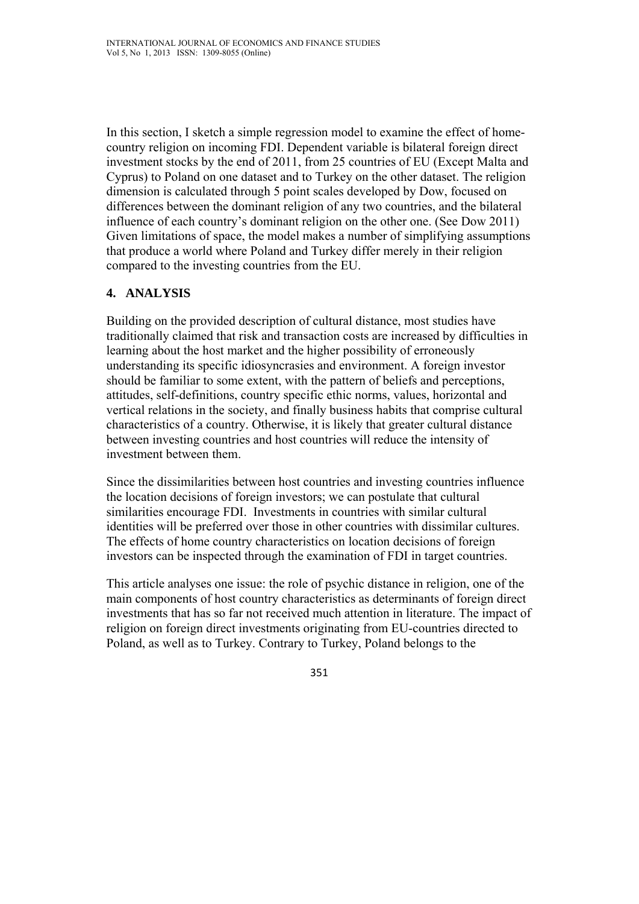In this section, I sketch a simple regression model to examine the effect of home-country religion on incoming FDI. Dependent variable is bilateral foreign direct investment stocks by the end of 2011, from 25 countries of EU (Except Malta and Cyprus) to Poland on one dataset and to Turkey on the other dataset. The religion dimension is calculated through 5 point scales developed by Dow, focused on differences between the dominant religion of any two countries, and the bilateral influence of each country's dominant religion on the other one. (See Dow 2011) Given limitations of space, the model makes a number of simplifying assumptions that produce a world where Poland and Turkey differ merely in their religion compared to the investing countries from the EU.

## 4. ANALYSIS

Building on the provided description of cultural distance, most studies have traditionally claimed that risk and transaction costs are increased by difficulties in learning about the host market and the higher possibility of erroneously understanding its specific idiosyncrasies and environment. A foreign investor should be familiar to some extent, with the pattern of beliefs and perceptions, attitudes, self-definitions, country specific ethic norms, values, horizontal and vertical relations in the society, and finally business habits that comprise cultural characteristics of a country. Otherwise, it is likely that greater cultural distance between investing countries and host countries will reduce the intensity of investment between them.

Since the dissimilarities between host countries and investing countries influence the location decisions of foreign investors; we can postulate that cultural similarities encourage FDI. Investments in countries with similar cultural identities will be preferred over those in other countries with dissimilar cultures. The effects of home country characteristics on location decisions of foreign investors can be inspected through the examination of FDI in target countries.

This article analyses one issue: the role of psychic distance in religion, one of the main components of host country characteristics as determinants of foreign direct investments that has so far not received much attention in literature. The impact of religion on foreign direct investments originating from EU-countries directed to Poland, as well as to Turkey. Contrary to Turkey, Poland belongs to the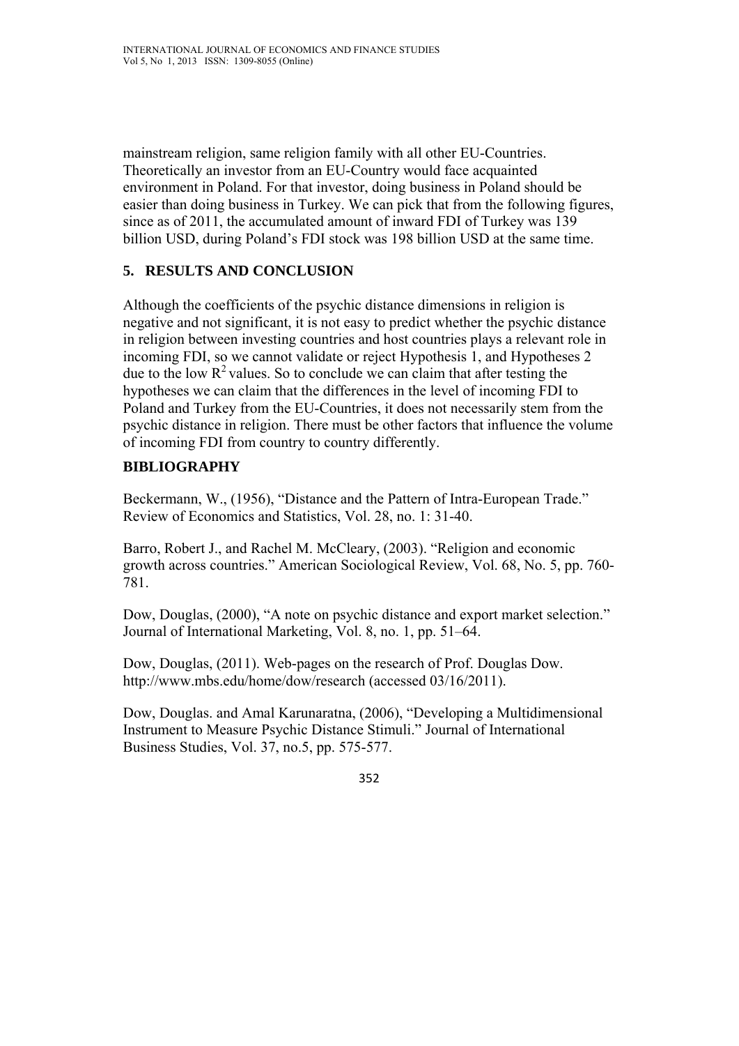mainstream religion, same religion family with all other EU-Countries. Theoretically an investor from an EU-Country would face acquainted environment in Poland. For that investor, doing business in Poland should be easier than doing business in Turkey. We can pick that from the following figures, since as of 2011, the accumulated amount of inward FDI of Turkey was 139 billion USD, during Poland's FDI stock was 198 billion USD at the same time.

## 5. RESULTS AND CONCLUSION

Although the coefficients of the psychic distance dimensions in religion is negative and not significant, it is not easy to predict whether the psychic distance in religion between investing countries and host countries plays a relevant role in incoming FDI, so we cannot validate or reject Hypothesis 1, and Hypotheses 2 due to the low $R^2$ values. So to conclude we can claim that after testing the hypotheses we can claim that the differences in the level of incoming FDI to Poland and Turkey from the EU-Countries, it does not necessarily stem from the psychic distance in religion. There must be other factors that influence the volume of incoming FDI from country to country differently.

## BIBLIOGRAPHY

Beckermann, W., (1956), "Distance and the Pattern of Intra-European Trade." Review of Economics and Statistics, Vol. 28, no. 1: 31-40.

Barro, Robert J., and Rachel M. McCleary, (2003). "Religion and economic growth across countries." American Sociological Review, Vol. 68, No. 5, pp. 760-781.

Dow, Douglas, (2000), "A note on psychic distance and export market selection." Journal of International Marketing, Vol. 8, no. 1, pp. 51–64.

Dow, Douglas, (2011). Web-pages on the research of Prof. Douglas Dow. http://www.mbs.edu/home/dow/research (accessed 03/16/2011).

Dow, Douglas. and Amal Karunaratna, (2006), "Developing a Multidimensional Instrument to Measure Psychic Distance Stimuli." Journal of International Business Studies, Vol. 37, no.5, pp. 575-577.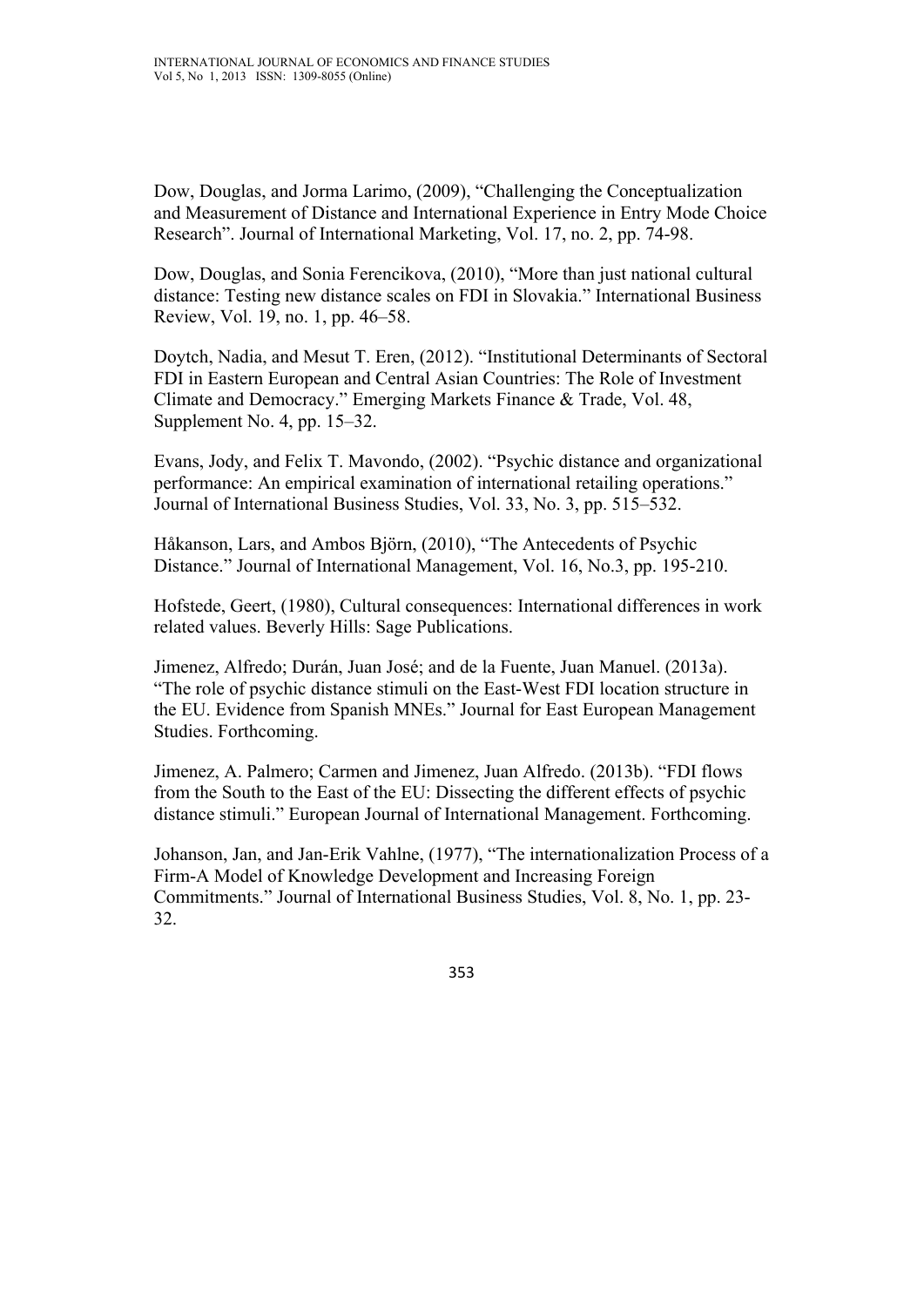Dow, Douglas, and Jorma Larimo, (2009), “Challenging the Conceptualization and Measurement of Distance and International Experience in Entry Mode Choice Research”. Journal of International Marketing, Vol. 17, no. 2, pp. 74-98.

Dow, Douglas, and Sonia Ferencikova, (2010), “More than just national cultural distance: Testing new distance scales on FDI in Slovakia.” International Business Review, Vol. 19, no. 1, pp. 46–58.

Doytch, Nadia, and Mesut T. Eren, (2012). “Institutional Determinants of Sectoral FDI in Eastern European and Central Asian Countries: The Role of Investment Climate and Democracy.” Emerging Markets Finance & Trade, Vol. 48, Supplement No. 4, pp. 15–32.

Evans, Jody, and Felix T. Mavondo, (2002). “Psychic distance and organizational performance: An empirical examination of international retailing operations.” Journal of International Business Studies, Vol. 33, No. 3, pp. 515–532.

Håkanson, Lars, and Ambos Björn, (2010), “The Antecedents of Psychic Distance.” Journal of International Management, Vol. 16, No.3, pp. 195-210.

Hofstede, Geert, (1980), Cultural consequences: International differences in work related values. Beverly Hills: Sage Publications.

Jimenez, Alfredo; Durán, Juan José; and de la Fuente, Juan Manuel. (2013a). “The role of psychic distance stimuli on the East-West FDI location structure in the EU. Evidence from Spanish MNEs.” Journal for East European Management Studies. Forthcoming.

Jimenez, A. Palmero; Carmen and Jimenez, Juan Alfredo. (2013b). “FDI flows from the South to the East of the EU: Dissecting the different effects of psychic distance stimuli.” European Journal of International Management. Forthcoming.

Johanson, Jan, and Jan-Erik Vahlne, (1977), “The internationalization Process of a Firm-A Model of Knowledge Development and Increasing Foreign Commitments.” Journal of International Business Studies, Vol. 8, No. 1, pp. 23-32.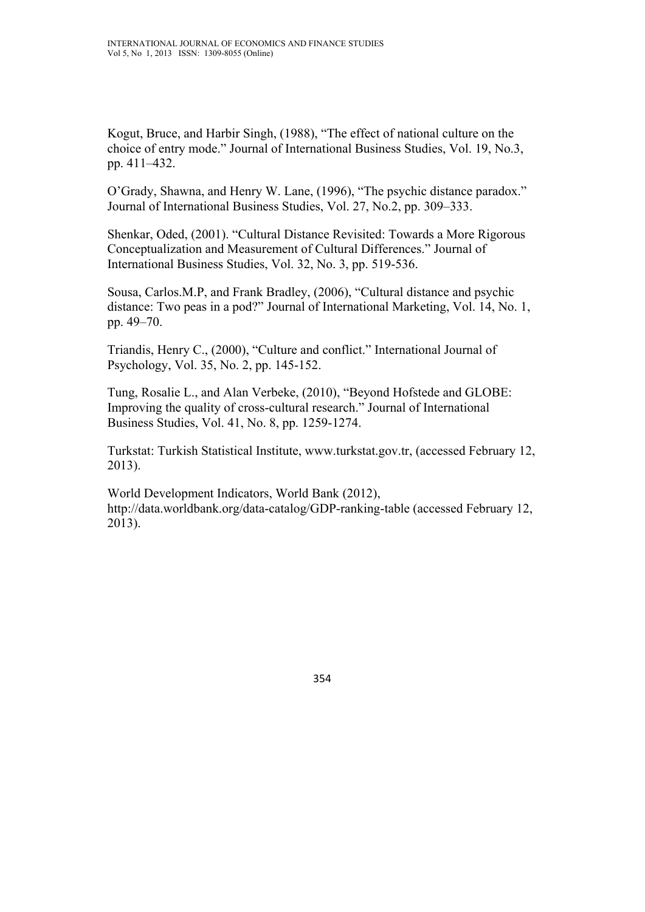Kogut, Bruce, and Harbir Singh, (1988), "The effect of national culture on the choice of entry mode." Journal of International Business Studies, Vol. 19, No.3, pp. 411–432.

O'Grady, Shawna, and Henry W. Lane, (1996), "The psychic distance paradox." Journal of International Business Studies, Vol. 27, No.2, pp. 309–333.

Shenkar, Oded, (2001). "Cultural Distance Revisited: Towards a More Rigorous Conceptualization and Measurement of Cultural Differences." Journal of International Business Studies, Vol. 32, No. 3, pp. 519-536.

Sousa, Carlos.M.P, and Frank Bradley, (2006), "Cultural distance and psychic distance: Two peas in a pod?" Journal of International Marketing, Vol. 14, No. 1, pp. 49–70.

Triandis, Henry C., (2000), "Culture and conflict." International Journal of Psychology, Vol. 35, No. 2, pp. 145-152.

Tung, Rosalie L., and Alan Verbeke, (2010), "Beyond Hofstede and GLOBE: Improving the quality of cross-cultural research." Journal of International Business Studies, Vol. 41, No. 8, pp. 1259-1274.

Turkstat: Turkish Statistical Institute, www.turkstat.gov.tr, (accessed February 12, 2013).

World Development Indicators, World Bank (2012), http://data.worldbank.org/data-catalog/GDP-ranking-table (accessed February 12, 2013).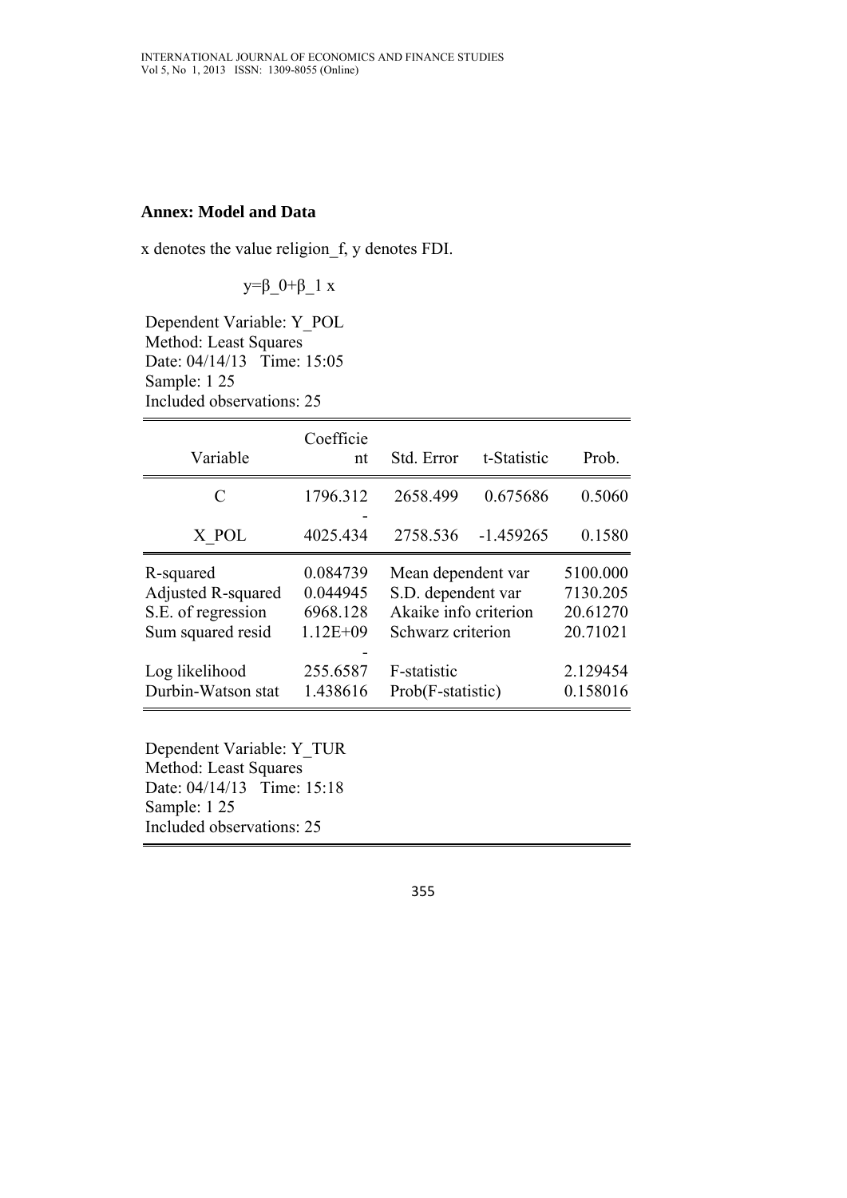### Annex: Model and Data

x denotes the value religion_f, y denotes FDI.

$$y=\beta_0+\beta_1 x$$

Dependent Variable: Y_POL
Method: Least Squares
Date: 04/14/13 Time: 15:05
Sample: 1 25
Included observations: 25

| Variable | Coefficient | Std. Error | t-Statistic | Prob. |
|---|---|---|---|---|
| C | 1796.312 | 2658.499 | 0.675686 | 0.5060 |
| X_POL | -4025.434 | 2758.536 | -1.459265 | 0.1580 |
| R-squared | 0.084739 | Mean dependent var | | 5100.000 |
| Adjusted R-squared | 0.044945 | S.D. dependent var | | 7130.205 |
| S.E. of regression | 6968.128 | Akaike info criterion | | 20.61270 |
| Sum squared resid | 1.12E+09 | Schwarz criterion | | 20.71021 |
| Log likelihood | -255.6587 | F-statistic | | 2.129454 |
| Durbin-Watson stat | 1.438616 | Prob(F-statistic) | | 0.158016 |

Dependent Variable: Y_TUR
Method: Least Squares
Date: 04/14/13 Time: 15:18
Sample: 1 25
Included observations: 25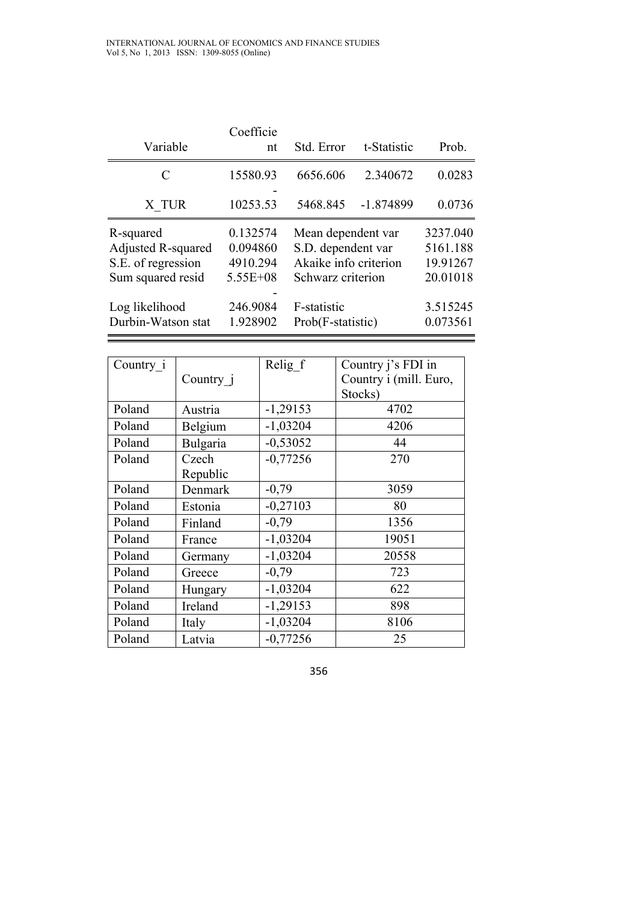| Variable | Coefficient | Std. Error | t-Statistic | Prob. |
|---|---|---|---|---|
| C | 15580.93 | 6656.606 | 2.340672 | 0.0283 |
| X_TUR | -10253.53 | 5468.845 | -1.874899 | 0.0736 |
| R-squared | 0.132574 | Mean dependent var | | 3237.040 |
| Adjusted R-squared | 0.094860 | S.D. dependent var | | 5161.188 |
| S.E. of regression | 4910.294 | Akaike info criterion | | 19.91267 |
| Sum squared resid | 5.55E+08 | Schwarz criterion | | 20.01018 |
| Log likelihood | -246.9084 | F-statistic | | 3.515245 |
| Durbin-Watson stat | 1.928902 | Prob(F-statistic) | | 0.073561 |

| Country_i | Country_j | Relig_f | Country j's FDI in Country i (mill. Euro, Stocks) |
|---|---|---|---|
| Poland | Austria | -1,29153 | 4702 |
| Poland | Belgium | -1,03204 | 4206 |
| Poland | Bulgaria | -0,53052 | 44 |
| Poland | Czech Republic | -0,77256 | 270 |
| Poland | Denmark | -0,79 | 3059 |
| Poland | Estonia | -0,27103 | 80 |
| Poland | Finland | -0,79 | 1356 |
| Poland | France | -1,03204 | 19051 |
| Poland | Germany | -1,03204 | 20558 |
| Poland | Greece | -0,79 | 723 |
| Poland | Hungary | -1,03204 | 622 |
| Poland | Ireland | -1,29153 | 898 |
| Poland | Italy | -1,03204 | 8106 |
| Poland | Latvia | -0,77256 | 25 |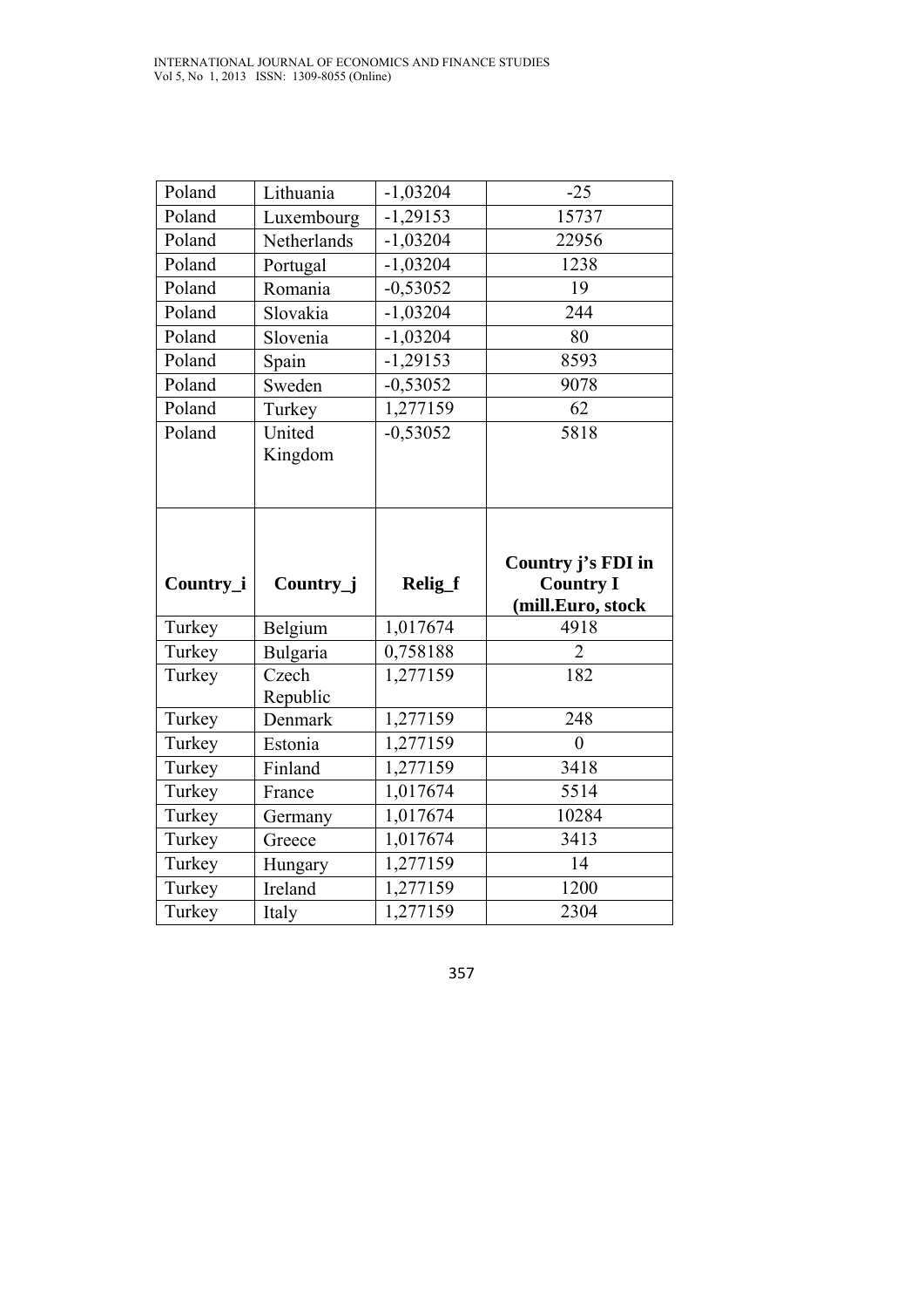| Poland | Lithuania | -1,03204 | -25 |
|---|---|---|---|
| Poland | Luxembourg | -1,29153 | 15737 |
| Poland | Netherlands | -1,03204 | 22956 |
| Poland | Portugal | -1,03204 | 1238 |
| Poland | Romania | -0,53052 | 19 |
| Poland | Slovakia | -1,03204 | 244 |
| Poland | Slovenia | -1,03204 | 80 |
| Poland | Spain | -1,29153 | 8593 |
| Poland | Sweden | -0,53052 | 9078 |
| Poland | Turkey | 1,277159 | 62 |
| Poland | United Kingdom | -0,53052 | 5818 |
| **Country_i** | **Country_j** | **Relig_f** | **Country j's FDI in Country I (mill.Euro, stock** |
| Turkey | Belgium | 1,017674 | 4918 |
| Turkey | Bulgaria | 0,758188 | 2 |
| Turkey | Czech Republic | 1,277159 | 182 |
| Turkey | Denmark | 1,277159 | 248 |
| Turkey | Estonia | 1,277159 | 0 |
| Turkey | Finland | 1,277159 | 3418 |
| Turkey | France | 1,017674 | 5514 |
| Turkey | Germany | 1,017674 | 10284 |
| Turkey | Greece | 1,017674 | 3413 |
| Turkey | Hungary | 1,277159 | 14 |
| Turkey | Ireland | 1,277159 | 1200 |
| Turkey | Italy | 1,277159 | 2304 |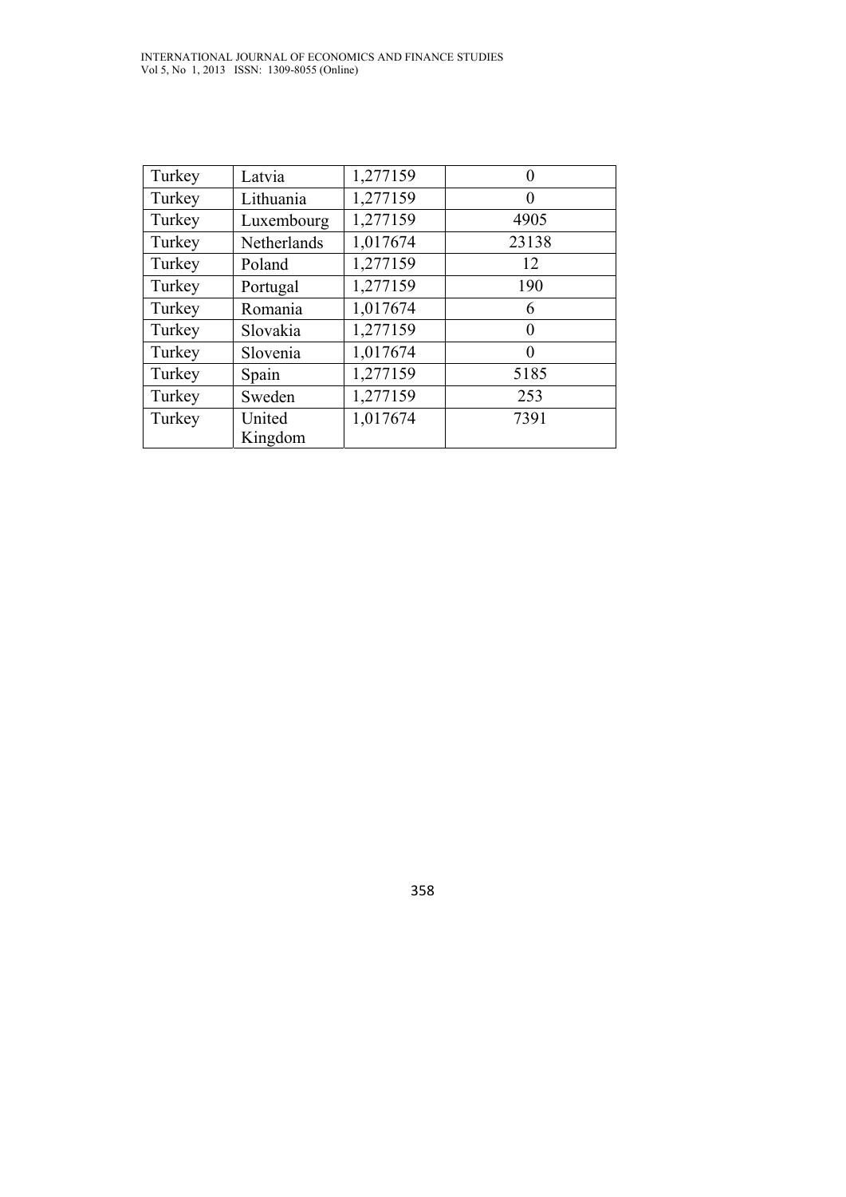| | | | |
|---|---|---|---|
| Turkey | Latvia | 1,277159 | 0 |
| Turkey | Lithuania | 1,277159 | 0 |
| Turkey | Luxembourg | 1,277159 | 4905 |
| Turkey | Netherlands | 1,017674 | 23138 |
| Turkey | Poland | 1,277159 | 12 |
| Turkey | Portugal | 1,277159 | 190 |
| Turkey | Romania | 1,017674 | 6 |
| Turkey | Slovakia | 1,277159 | 0 |
| Turkey | Slovenia | 1,017674 | 0 |
| Turkey | Spain | 1,277159 | 5185 |
| Turkey | Sweden | 1,277159 | 253 |
| Turkey | United Kingdom | 1,017674 | 7391 |